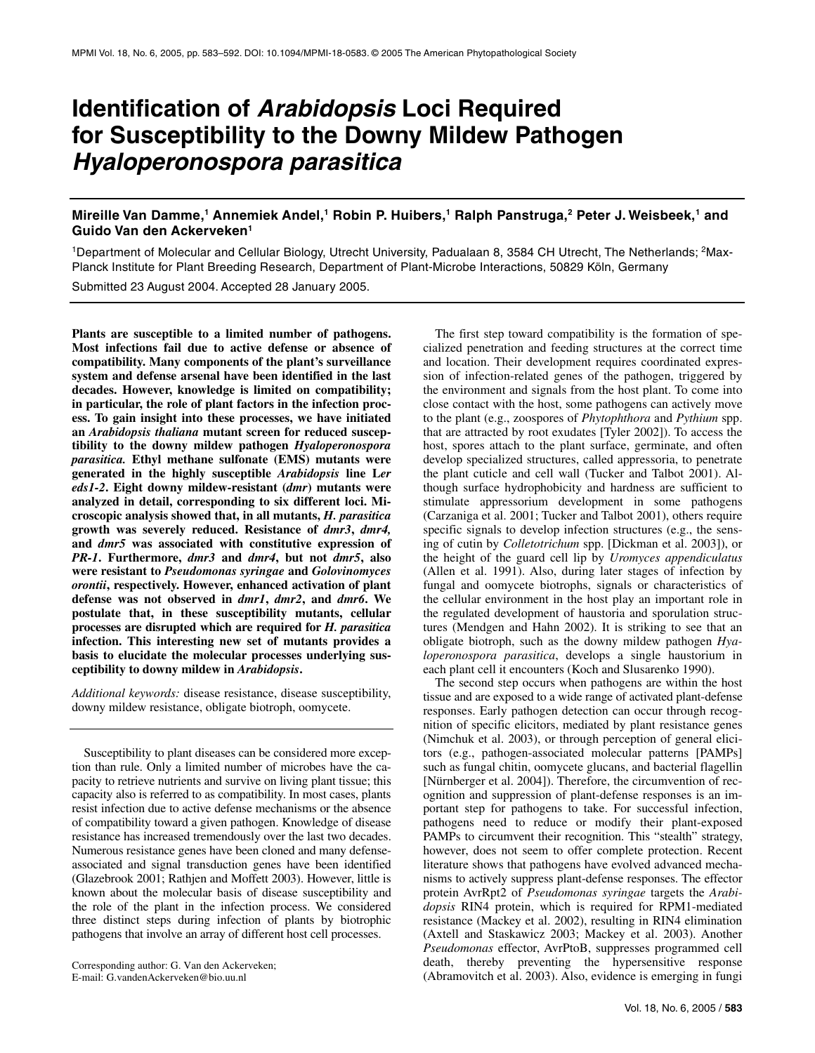# Identification of *Arabidopsis* Loci Required for Susceptibility to the Downy Mildew Pathogen *Hyaloperonospora parasitica*

**Mireille Van Damme,[1] Annemiek Andel,[1] Robin P. Huibers,[1] Ralph Panstruga,[2] Peter J. Weisbeek,[1] and Guido Van den Ackerveken[1]**

[1]Department of Molecular and Cellular Biology, Utrecht University, Padualaan 8, 3584 CH Utrecht, The Netherlands; [2]Max-Planck Institute for Plant Breeding Research, Department of Plant-Microbe Interactions, 50829 Köln, Germany

Submitted 23 August 2004. Accepted 28 January 2005.

**Plants are susceptible to a limited number of pathogens. Most infections fail due to active defense or absence of compatibility. Many components of the plant's surveillance system and defense arsenal have been identified in the last decades. However, knowledge is limited on compatibility; in particular, the role of plant factors in the infection process. To gain insight into these processes, we have initiated an *Arabidopsis thaliana* mutant screen for reduced susceptibility to the downy mildew pathogen *Hyaloperonospora parasitica.* Ethyl methane sulfonate (EMS) mutants were generated in the highly susceptible *Arabidopsis* line L*er eds1-2*. Eight downy mildew-resistant (*dmr*) mutants were analyzed in detail, corresponding to six different loci. Microscopic analysis showed that, in all mutants, *H. parasitica* growth was severely reduced. Resistance of *dmr3*, *dmr4,* and *dmr5* was associated with constitutive expression of *PR-1*. Furthermore, *dmr3* and *dmr4*, but not *dmr5*, also were resistant to *Pseudomonas syringae* and *Golovinomyces orontii*, respectively. However, enhanced activation of plant defense was not observed in *dmr1*, *dmr2*, and *dmr6*. We postulate that, in these susceptibility mutants, cellular processes are disrupted which are required for *H. parasitica* infection. This interesting new set of mutants provides a basis to elucidate the molecular processes underlying susceptibility to downy mildew in *Arabidopsis*.**

*Additional keywords:* disease resistance, disease susceptibility, downy mildew resistance, obligate biotroph, oomycete.

Susceptibility to plant diseases can be considered more exception than rule. Only a limited number of microbes have the capacity to retrieve nutrients and survive on living plant tissue; this capacity also is referred to as compatibility. In most cases, plants resist infection due to active defense mechanisms or the absence of compatibility toward a given pathogen. Knowledge of disease resistance has increased tremendously over the last two decades. Numerous resistance genes have been cloned and many defense-associated and signal transduction genes have been identified (Glazebrook 2001; Rathjen and Moffett 2003). However, little is known about the molecular basis of disease susceptibility and the role of the plant in the infection process. We considered three distinct steps during infection of plants by biotrophic pathogens that involve an array of different host cell processes.

Corresponding author: G. Van den Ackerveken; E-mail: G.vandenAckerveken@bio.uu.nl

The first step toward compatibility is the formation of specialized penetration and feeding structures at the correct time and location. Their development requires coordinated expression of infection-related genes of the pathogen, triggered by the environment and signals from the host plant. To come into close contact with the host, some pathogens can actively move to the plant (e.g., zoospores of *Phytophthora* and *Pythium* spp. that are attracted by root exudates [Tyler 2002]). To access the host, spores attach to the plant surface, germinate, and often develop specialized structures, called appressoria, to penetrate the plant cuticle and cell wall (Tucker and Talbot 2001). Although surface hydrophobicity and hardness are sufficient to stimulate appressorium development in some pathogens (Carzaniga et al. 2001; Tucker and Talbot 2001), others require specific signals to develop infection structures (e.g., the sensing of cutin by *Colletotrichum* spp. [Dickman et al. 2003]), or the height of the guard cell lip by *Uromyces appendiculatus* (Allen et al. 1991). Also, during later stages of infection by fungal and oomycete biotrophs, signals or characteristics of the cellular environment in the host play an important role in the regulated development of haustoria and sporulation structures (Mendgen and Hahn 2002). It is striking to see that an obligate biotroph, such as the downy mildew pathogen *Hyaloperonospora parasitica*, develops a single haustorium in each plant cell it encounters (Koch and Slusarenko 1990).

The second step occurs when pathogens are within the host tissue and are exposed to a wide range of activated plant-defense responses. Early pathogen detection can occur through recognition of specific elicitors, mediated by plant resistance genes (Nimchuk et al. 2003), or through perception of general elicitors (e.g., pathogen-associated molecular patterns [PAMPs] such as fungal chitin, oomycete glucans, and bacterial flagellin [Nürnberger et al. 2004]). Therefore, the circumvention of recognition and suppression of plant-defense responses is an important step for pathogens to take. For successful infection, pathogens need to reduce or modify their plant-exposed PAMPs to circumvent their recognition. This "stealth" strategy, however, does not seem to offer complete protection. Recent literature shows that pathogens have evolved advanced mechanisms to actively suppress plant-defense responses. The effector protein AvrRpt2 of *Pseudomonas syringae* targets the *Arabidopsis* RIN4 protein, which is required for RPM1-mediated resistance (Mackey et al. 2002), resulting in RIN4 elimination (Axtell and Staskawicz 2003; Mackey et al. 2003). Another *Pseudomonas* effector, AvrPtoB, suppresses programmed cell death, thereby preventing the hypersensitive response (Abramovitch et al. 2003). Also, evidence is emerging in fungi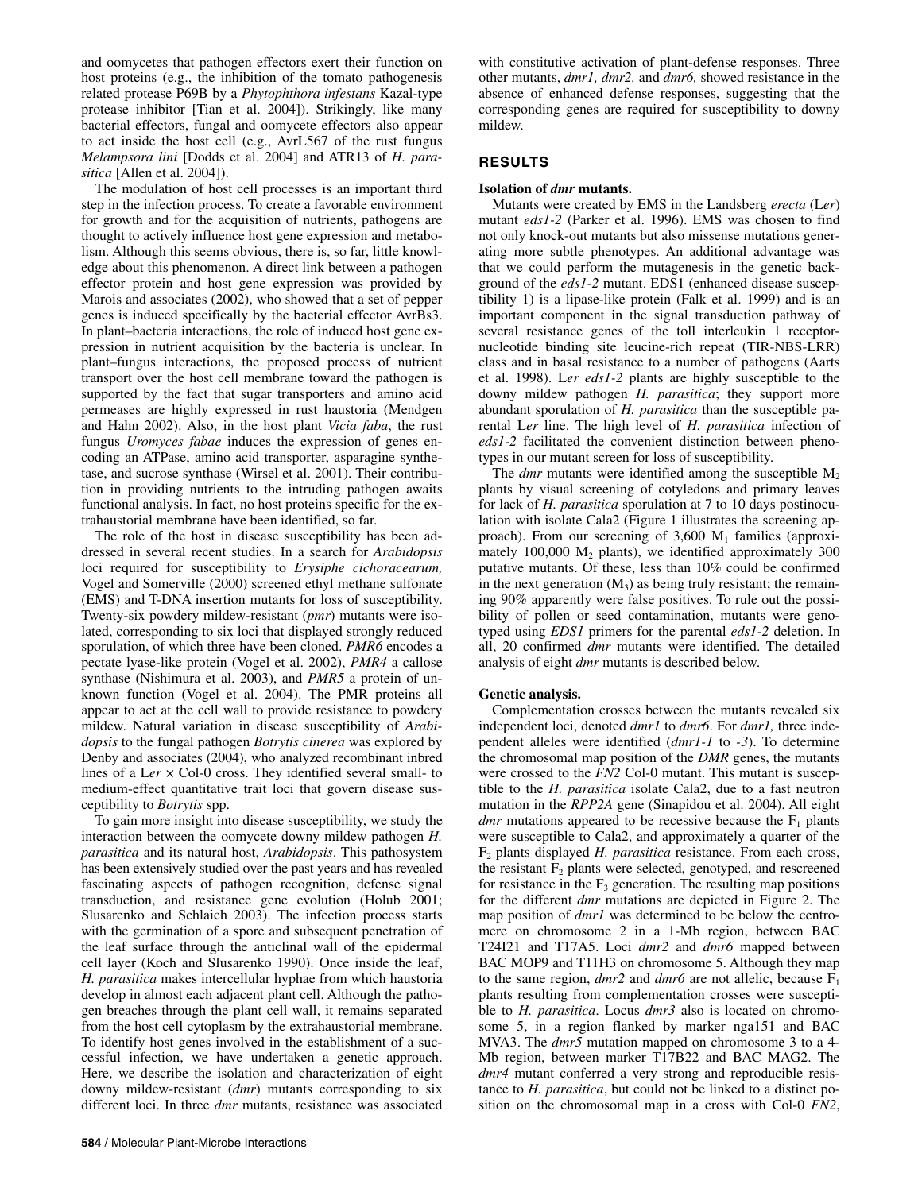and oomycetes that pathogen effectors exert their function on host proteins (e.g., the inhibition of the tomato pathogenesis related protease P69B by a *Phytophthora infestans* Kazal-type protease inhibitor [Tian et al. 2004]). Strikingly, like many bacterial effectors, fungal and oomycete effectors also appear to act inside the host cell (e.g., AvrL567 of the rust fungus *Melampsora lini* [Dodds et al. 2004] and ATR13 of *H. parasitica* [Allen et al. 2004]).

The modulation of host cell processes is an important third step in the infection process. To create a favorable environment for growth and for the acquisition of nutrients, pathogens are thought to actively influence host gene expression and metabolism. Although this seems obvious, there is, so far, little knowledge about this phenomenon. A direct link between a pathogen effector protein and host gene expression was provided by Marois and associates (2002), who showed that a set of pepper genes is induced specifically by the bacterial effector AvrBs3. In plant–bacteria interactions, the role of induced host gene expression in nutrient acquisition by the bacteria is unclear. In plant–fungus interactions, the proposed process of nutrient transport over the host cell membrane toward the pathogen is supported by the fact that sugar transporters and amino acid permeases are highly expressed in rust haustoria (Mendgen and Hahn 2002). Also, in the host plant *Vicia faba*, the rust fungus *Uromyces fabae* induces the expression of genes encoding an ATPase, amino acid transporter, asparagine synthetase, and sucrose synthase (Wirsel et al. 2001). Their contribution in providing nutrients to the intruding pathogen awaits functional analysis. In fact, no host proteins specific for the extrahaustorial membrane have been identified, so far.

The role of the host in disease susceptibility has been addressed in several recent studies. In a search for *Arabidopsis* loci required for susceptibility to *Erysiphe cichoracearum,* Vogel and Somerville (2000) screened ethyl methane sulfonate (EMS) and T-DNA insertion mutants for loss of susceptibility. Twenty-six powdery mildew-resistant (*pmr*) mutants were isolated, corresponding to six loci that displayed strongly reduced sporulation, of which three have been cloned. *PMR6* encodes a pectate lyase-like protein (Vogel et al. 2002), *PMR4* a callose synthase (Nishimura et al. 2003), and *PMR5* a protein of unknown function (Vogel et al. 2004). The PMR proteins all appear to act at the cell wall to provide resistance to powdery mildew. Natural variation in disease susceptibility of *Arabidopsis* to the fungal pathogen *Botrytis cinerea* was explored by Denby and associates (2004), who analyzed recombinant inbred lines of a L*er* × Col-0 cross. They identified several small- to medium-effect quantitative trait loci that govern disease susceptibility to *Botrytis* spp.

To gain more insight into disease susceptibility, we study the interaction between the oomycete downy mildew pathogen *H. parasitica* and its natural host, *Arabidopsis*. This pathosystem has been extensively studied over the past years and has revealed fascinating aspects of pathogen recognition, defense signal transduction, and resistance gene evolution (Holub 2001; Slusarenko and Schlaich 2003). The infection process starts with the germination of a spore and subsequent penetration of the leaf surface through the anticlinal wall of the epidermal cell layer (Koch and Slusarenko 1990). Once inside the leaf, *H. parasitica* makes intercellular hyphae from which haustoria develop in almost each adjacent plant cell. Although the pathogen breaches through the plant cell wall, it remains separated from the host cell cytoplasm by the extrahaustorial membrane. To identify host genes involved in the establishment of a successful infection, we have undertaken a genetic approach. Here, we describe the isolation and characterization of eight downy mildew-resistant (*dmr*) mutants corresponding to six different loci. In three *dmr* mutants, resistance was associated with constitutive activation of plant-defense responses. Three other mutants, *dmr1, dmr2,* and *dmr6,* showed resistance in the absence of enhanced defense responses, suggesting that the corresponding genes are required for susceptibility to downy mildew.

## RESULTS

### Isolation of *dmr* mutants.

Mutants were created by EMS in the Landsberg *erecta* (L*er*) mutant *eds1-2* (Parker et al. 1996). EMS was chosen to find not only knock-out mutants but also missense mutations generating more subtle phenotypes. An additional advantage was that we could perform the mutagenesis in the genetic background of the *eds1-2* mutant. EDS1 (enhanced disease susceptibility 1) is a lipase-like protein (Falk et al. 1999) and is an important component in the signal transduction pathway of several resistance genes of the toll interleukin 1 receptor-nucleotide binding site leucine-rich repeat (TIR-NBS-LRR) class and in basal resistance to a number of pathogens (Aarts et al. 1998). L*er eds1-2* plants are highly susceptible to the downy mildew pathogen *H. parasitica*; they support more abundant sporulation of *H. parasitica* than the susceptible parental L*er* line. The high level of *H. parasitica* infection of *eds1-2* facilitated the convenient distinction between phenotypes in our mutant screen for loss of susceptibility.

The *dmr* mutants were identified among the susceptible $M_2$ plants by visual screening of cotyledons and primary leaves for lack of *H. parasitica* sporulation at 7 to 10 days postinoculation with isolate Cala2 (Figure 1 illustrates the screening approach). From our screening of 3,600 $M_1$ families (approximately 100,000 $M_2$ plants), we identified approximately 300 putative mutants. Of these, less than 10% could be confirmed in the next generation ($M_3$) as being truly resistant; the remaining 90% apparently were false positives. To rule out the possibility of pollen or seed contamination, mutants were genotyped using *EDS1* primers for the parental *eds1-2* deletion. In all, 20 confirmed *dmr* mutants were identified. The detailed analysis of eight *dmr* mutants is described below.

### Genetic analysis.

Complementation crosses between the mutants revealed six independent loci, denoted *dmr1* to *dmr6*. For *dmr1,* three independent alleles were identified (*dmr1-1* to *-3*). To determine the chromosomal map position of the *DMR* genes, the mutants were crossed to the *FN2* Col-0 mutant. This mutant is susceptible to the *H. parasitica* isolate Cala2, due to a fast neutron mutation in the *RPP2A* gene (Sinapidou et al. 2004). All eight *dmr* mutations appeared to be recessive because the $F_1$ plants were susceptible to Cala2, and approximately a quarter of the $F_2$ plants displayed *H. parasitica* resistance. From each cross, the resistant $F_2$ plants were selected, genotyped, and rescreened for resistance in the $F_3$ generation. The resulting map positions for the different *dmr* mutations are depicted in Figure 2. The map position of *dmr1* was determined to be below the centromere on chromosome 2 in a 1-Mb region, between BAC T24I21 and T17A5. Loci *dmr2* and *dmr6* mapped between BAC MOP9 and T11H3 on chromosome 5. Although they map to the same region, *dmr2* and *dmr6* are not allelic, because $F_1$ plants resulting from complementation crosses were susceptible to *H. parasitica*. Locus *dmr3* also is located on chromosome 5, in a region flanked by marker nga151 and BAC MVA3. The *dmr5* mutation mapped on chromosome 3 to a 4-Mb region, between marker T17B22 and BAC MAG2. The *dmr4* mutant conferred a very strong and reproducible resistance to *H. parasitica*, but could not be linked to a distinct position on the chromosomal map in a cross with Col-0 *FN2*,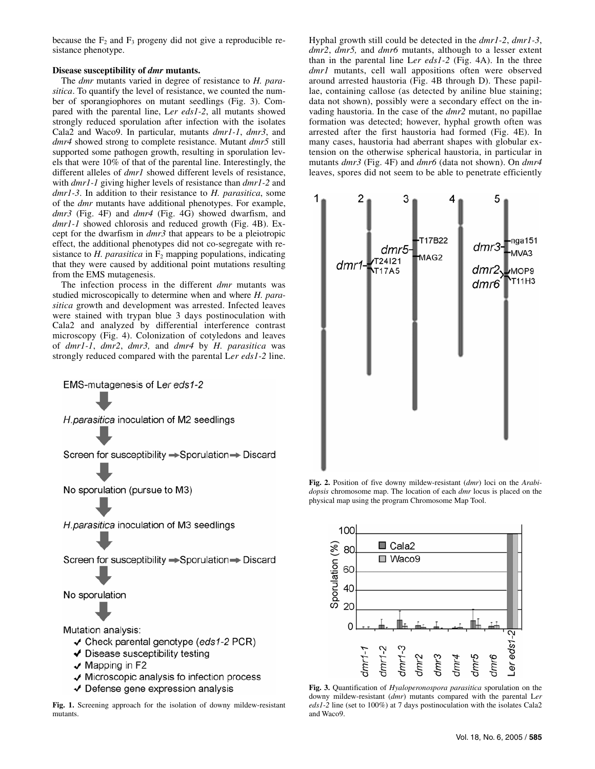because the $F_2$ and $F_3$ progeny did not give a reproducible resistance phenotype.

**Disease susceptibility of *dmr* mutants.**

The *dmr* mutants varied in degree of resistance to *H. parasitica*. To quantify the level of resistance, we counted the number of sporangiophores on mutant seedlings (Fig. 3). Compared with the parental line, L*er eds1-2*, all mutants showed strongly reduced sporulation after infection with the isolates Cala2 and Waco9. In particular, mutants *dmr1-1*, *dmr3*, and *dmr4* showed strong to complete resistance. Mutant *dmr5* still supported some pathogen growth, resulting in sporulation levels that were 10% of that of the parental line. Interestingly, the different alleles of *dmr1* showed different levels of resistance, with *dmr1-1* giving higher levels of resistance than *dmr1-2* and *dmr1-3*. In addition to their resistance to *H. parasitica*, some of the *dmr* mutants have additional phenotypes. For example, *dmr3* (Fig. 4F) and *dmr4* (Fig. 4G) showed dwarfism, and *dmr1-1* showed chlorosis and reduced growth (Fig. 4B). Except for the dwarfism in *dmr3* that appears to be a pleiotropic effect, the additional phenotypes did not co-segregate with resistance to *H. parasitica* in $F_2$ mapping populations, indicating that they were caused by additional point mutations resulting from the EMS mutagenesis.

The infection process in the different *dmr* mutants was studied microscopically to determine when and where *H. parasitica* growth and development was arrested. Infected leaves were stained with trypan blue 3 days postinoculation with Cala2 and analyzed by differential interference contrast microscopy (Fig. 4). Colonization of cotyledons and leaves of *dmr1-1*, *dmr2*, *dmr3,* and *dmr4* by *H. parasitica* was strongly reduced compared with the parental L*er eds1-2* line. Hyphal growth still could be detected in the *dmr1-2*, *dmr1-3*, *dmr2*, *dmr5,* and *dmr6* mutants, although to a lesser extent than in the parental line L*er eds1-2* (Fig. 4A). In the three *dmr1* mutants, cell wall appositions often were observed around arrested haustoria (Fig. 4B through D). These papillae, containing callose (as detected by aniline blue staining; data not shown), possibly were a secondary effect on the invading haustoria. In the case of the *dmr2* mutant, no papillae formation was detected; however, hyphal growth often was arrested after the first haustoria had formed (Fig. 4E). In many cases, haustoria had aberrant shapes with globular extension on the otherwise spherical haustoria, in particular in mutants *dmr3* (Fig. 4F) and *dmr6* (data not shown). On *dmr4* leaves, spores did not seem to be able to penetrate efficiently

EMS-mutagenesis of L*er eds1-2*
↓
*H.parasitica* inoculation of M2 seedlings
↓
Screen for susceptibility → Sporulation → Discard
↓
No sporulation (pursue to M3)
↓
*H.parasitica* inoculation of M3 seedlings
↓
Screen for susceptibility → Sporulation → Discard
↓
No sporulation
↓
Mutation analysis:
- ✔ Check parental genotype (*eds1-2* PCR)
- ✔ Disease susceptibility testing
- ✔ Mapping in F2
- ✔ Microscopic analysis fo infection process
- ✔ Defense gene expression analysis

**Fig. 1.** Screening approach for the isolation of downy mildew-resistant mutants.

**Fig. 2.** Position of five downy mildew-resistant (*dmr*) loci on the *Arabidopsis* chromosome map. The location of each *dmr* locus is placed on the physical map using the program Chromosome Map Tool.

**Fig. 3.** Quantification of *Hyaloperonospora parasitica* sporulation on the downy mildew-resistant (*dmr*) mutants compared with the parental L*er eds1-2* line (set to 100%) at 7 days postinoculation with the isolates Cala2 and Waco9.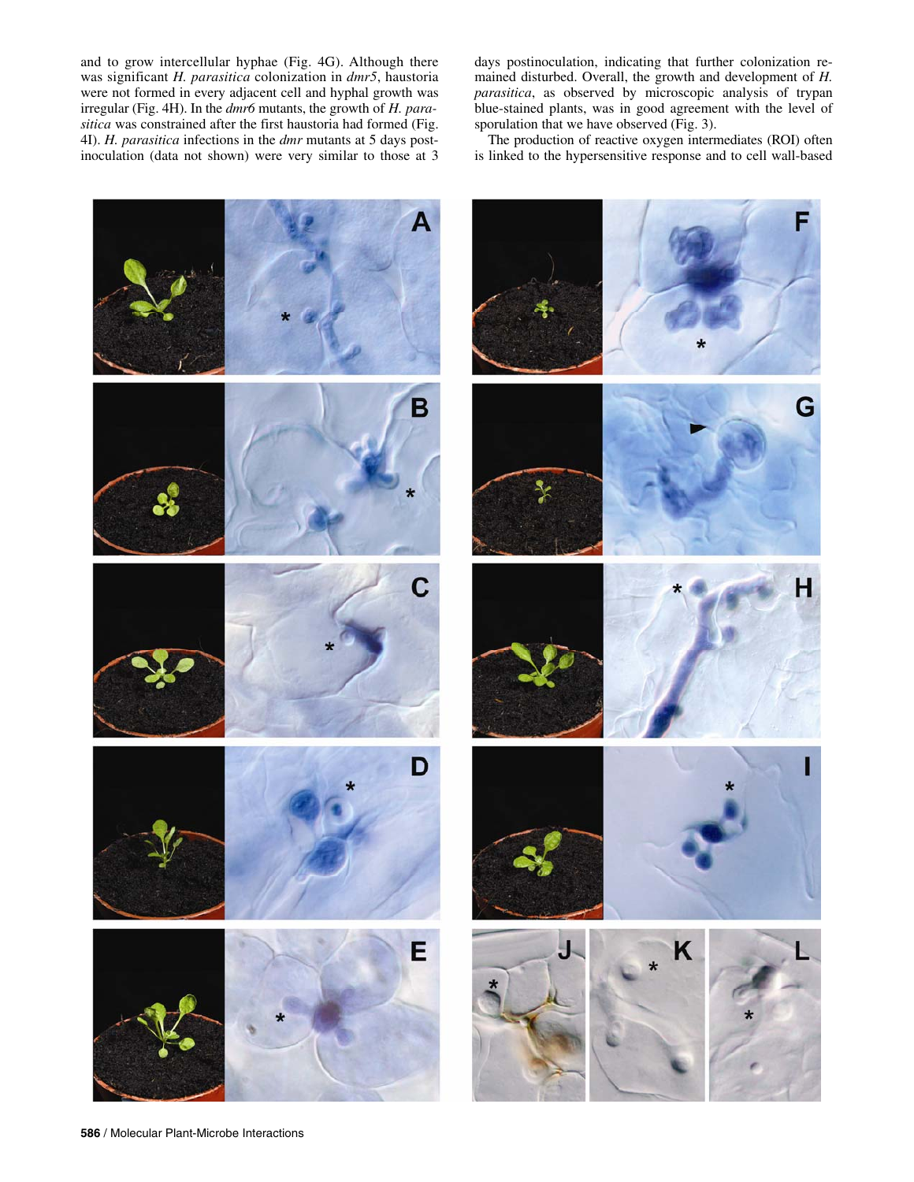and to grow intercellular hyphae (Fig. 4G). Although there was significant *H. parasitica* colonization in *dmr5*, haustoria were not formed in every adjacent cell and hyphal growth was irregular (Fig. 4H). In the *dmr6* mutants, the growth of *H. parasitica* was constrained after the first haustoria had formed (Fig. 4I). *H. parasitica* infections in the *dmr* mutants at 5 days postinoculation (data not shown) were very similar to those at 3 days postinoculation, indicating that further colonization remained disturbed. Overall, the growth and development of *H. parasitica*, as observed by microscopic analysis of trypan blue-stained plants, was in good agreement with the level of sporulation that we have observed (Fig. 3).

The production of reactive oxygen intermediates (ROI) often is linked to the hypersensitive response and to cell wall-based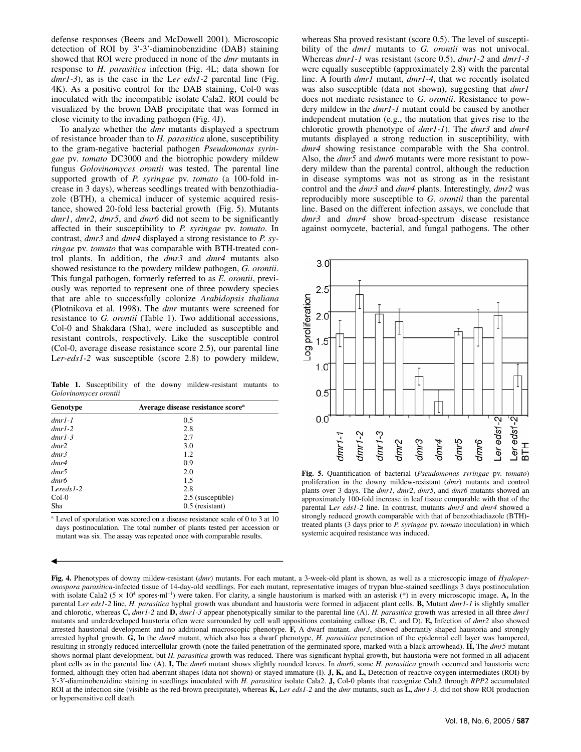defense responses (Beers and McDowell 2001). Microscopic detection of ROI by 3′-3′-diaminobenzidine (DAB) staining showed that ROI were produced in none of the *dmr* mutants in response to *H. parasitica* infection (Fig. 4L; data shown for *dmr1-3*), as is the case in the L*er eds1-2* parental line (Fig. 4K). As a positive control for the DAB staining, Col-0 was inoculated with the incompatible isolate Cala2. ROI could be visualized by the brown DAB precipitate that was formed in close vicinity to the invading pathogen (Fig. 4J).

To analyze whether the *dmr* mutants displayed a spectrum of resistance broader than to *H. parasitica* alone, susceptibility to the gram-negative bacterial pathogen *Pseudomonas syringae* pv. *tomato* DC3000 and the biotrophic powdery mildew fungus *Golovinomyces orontii* was tested. The parental line supported growth of *P. syringae* pv. *tomato* (a 100-fold increase in 3 days), whereas seedlings treated with benzothiadiazole (BTH), a chemical inducer of systemic acquired resistance, showed 20-fold less bacterial growth (Fig. 5). Mutants *dmr1*, *dmr2*, *dmr5*, and *dmr6* did not seem to be significantly affected in their susceptibility to *P. syringae* pv. *tomato*. In contrast, *dmr3* and *dmr4* displayed a strong resistance to *P. syringae* pv. *tomato* that was comparable with BTH-treated control plants. In addition, the *dmr3* and *dmr4* mutants also showed resistance to the powdery mildew pathogen, *G. orontii*. This fungal pathogen, formerly referred to as *E. orontii*, previously was reported to represent one of three powdery species that are able to successfully colonize *Arabidopsis thaliana* (Plotnikova et al. 1998). The *dmr* mutants were screened for resistance to *G. orontii* (Table 1). Two additional accessions, Col-0 and Shakdara (Sha), were included as susceptible and resistant controls, respectively. Like the susceptible control (Col-0, average disease resistance score 2.5), our parental line L*er-eds1-2* was susceptible (score 2.8) to powdery mildew, whereas Sha proved resistant (score 0.5). The level of susceptibility of the *dmr1* mutants to *G. orontii* was not univocal. Whereas *dmr1-1* was resistant (score 0.5), *dmr1-2* and *dmr1-3* were equally susceptible (approximately 2.8) with the parental line. A fourth *dmr1* mutant, *dmr1-4*, that we recently isolated was also susceptible (data not shown), suggesting that *dmr1* does not mediate resistance to *G. orontii*. Resistance to powdery mildew in the *dmr1-1* mutant could be caused by another independent mutation (e.g., the mutation that gives rise to the chlorotic growth phenotype of *dmr1-1*). The *dmr3* and *dmr4* mutants displayed a strong reduction in susceptibility, with *dmr4* showing resistance comparable with the Sha control. Also, the *dmr5* and *dmr6* mutants were more resistant to powdery mildew than the parental control, although the reduction in disease symptoms was not as strong as in the resistant control and the *dmr3* and *dmr4* plants. Interestingly, *dmr2* was reproducibly more susceptible to *G. orontii* than the parental line. Based on the different infection assays, we conclude that *dmr3* and *dmr4* show broad-spectrum disease resistance against oomycete, bacterial, and fungal pathogens. The other

**Table 1.** Susceptibility of the downy mildew-resistant mutants to *Golovinomyces orontii*

| Genotype | Average disease resistance score[a] |
|---|---|
| *dmr1-1* | 0.5 |
| *dmr1-2* | 2.8 |
| *dmr1-3* | 2.7 |
| *dmr2* | 3.0 |
| *dmr3* | 1.2 |
| *dmr4* | 0.9 |
| *dmr5* | 2.0 |
| *dmr6* | 1.5 |
| L*ereds1-2* | 2.8 |
| Col-0 | 2.5 (susceptible) |
| Sha | 0.5 (resistant) |

[a] Level of sporulation was scored on a disease resistance scale of 0 to 3 at 10 days postinoculation. The total number of plants tested per accession or mutant was six. The assay was repeated once with comparable results.

**Fig. 5.** Quantification of bacterial (*Pseudomonas syringae* pv. *tomato*) proliferation in the downy mildew-resistant (*dmr*) mutants and control plants over 3 days. The *dmr1*, *dmr2*, *dmr5*, and *dmr6* mutants showed an approximately 100-fold increase in leaf tissue comparable with that of the parental L*er eds1-2* line. In contrast, mutants *dmr3* and *dmr4* showed a strongly reduced growth comparable with that of benzothiadiazole (BTH)-treated plants (3 days prior to *P. syringae* pv. *tomato* inoculation) in which systemic acquired resistance was induced.

**Fig. 4.** Phenotypes of downy mildew-resistant (*dmr*) mutants. For each mutant, a 3-week-old plant is shown, as well as a microscopic image of *Hyaloperonospora parasitica*-infected tissue of 14-day-old seedlings. For each mutant, representative images of trypan blue-stained seedlings 3 days postinoculation with isolate Cala2 ($5 \times 10^4$ spores·ml$^{-1}$) were taken. For clarity, a single haustorium is marked with an asterisk (*) in every microscopic image. **A,** In the parental L*er eds1-2* line, *H. parasitica* hyphal growth was abundant and haustoria were formed in adjacent plant cells. **B,** Mutant *dmr1-1* is slightly smaller and chlorotic, whereas **C,** *dmr1-2* and **D,** *dmr1-3* appear phenotypically similar to the parental line (A). *H. parasitica* growth was arrested in all three *dmr1* mutants and underdeveloped haustoria often were surrounded by cell wall appositions containing callose (B, C, and D). **E,** Infection of *dmr2* also showed arrested haustorial development and no additional macroscopic phenotype. **F,** A dwarf mutant. *dmr3*, showed aberrantly shaped haustoria and strongly arrested hyphal growth. **G,** In the *dmr4* mutant, which also has a dwarf phenotype, *H. parasitica* penetration of the epidermal cell layer was hampered, resulting in strongly reduced intercellular growth (note the failed penetration of the germinated spore, marked with a black arrowhead). **H,** The *dmr5* mutant shows normal plant development, but *H. parasitica* growth was reduced. There was significant hyphal growth, but haustoria were not formed in all adjacent plant cells as in the parental line (A). **I,** The *dmr6* mutant shows slightly rounded leaves. In *dmr6*, some *H. parasitica* growth occurred and haustoria were formed, although they often had aberrant shapes (data not shown) or stayed immature (I). **J, K,** and **L,** Detection of reactive oxygen intermediates (ROI) by 3′-3′-diaminobenzidine staining in seedlings inoculated with *H. parasitica* isolate Cala2. **J,** Col-0 plants that recognize Cala2 through *RPP2* accumulated ROI at the infection site (visible as the red-brown precipitate), whereas **K,** L*er eds1-2* and the *dmr* mutants, such as **L,** *dmr1-3,* did not show ROI production or hypersensitive cell death.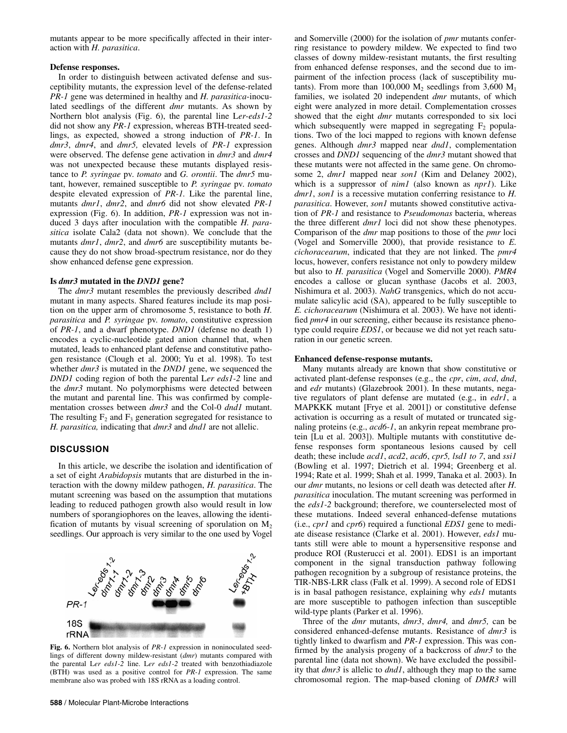mutants appear to be more specifically affected in their interaction with *H. parasitica*.

**Defense responses.**

In order to distinguish between activated defense and susceptibility mutants, the expression level of the defense-related *PR-1* gene was determined in healthy and *H. parasitica*-inoculated seedlings of the different *dmr* mutants. As shown by Northern blot analysis (Fig. 6), the parental line L*er-eds1-2* did not show any *PR-1* expression, whereas BTH-treated seedlings, as expected, showed a strong induction of *PR-1*. In *dmr3*, *dmr4*, and *dmr5,* elevated levels of *PR-1* expression were observed. The defense gene activation in *dmr3* and *dmr4* was not unexpected because these mutants displayed resistance to *P. syringae* pv. *tomato* and *G. orontii*. The *dmr5* mutant, however, remained susceptible to *P. syringae* pv. *tomato* despite elevated expression of *PR-1.* Like the parental line, mutants *dmr1*, *dmr2*, and *dmr6* did not show elevated *PR-1* expression (Fig. 6). In addition, *PR-1* expression was not induced 3 days after inoculation with the compatible *H. parasitica* isolate Cala2 (data not shown). We conclude that the mutants *dmr1*, *dmr2*, and *dmr6* are susceptibility mutants because they do not show broad-spectrum resistance, nor do they show enhanced defense gene expression.

**Is *dmr3* mutated in the *DND1* gene?**

The *dmr3* mutant resembles the previously described *dnd1* mutant in many aspects. Shared features include its map position on the upper arm of chromosome 5, resistance to both *H. parasitica* and *P. syringae* pv. *tomato*, constitutive expression of *PR-1*, and a dwarf phenotype. *DND1* (defense no death 1) encodes a cyclic-nucleotide gated anion channel that, when mutated, leads to enhanced plant defense and constitutive pathogen resistance (Clough et al. 2000; Yu et al. 1998). To test whether *dmr3* is mutated in the *DND1* gene, we sequenced the *DND1* coding region of both the parental L*er eds1-2* line and the *dmr3* mutant. No polymorphisms were detected between the mutant and parental line. This was confirmed by complementation crosses between *dmr3* and the Col-0 *dnd1* mutant. The resulting $F_2$ and $F_3$ generation segregated for resistance to *H. parasitica,* indicating that *dmr3* and *dnd1* are not allelic.

## DISCUSSION

In this article, we describe the isolation and identification of a set of eight *Arabidopsis* mutants that are disturbed in the interaction with the downy mildew pathogen, *H. parasitica*. The mutant screening was based on the assumption that mutations leading to reduced pathogen growth also would result in low numbers of sporangiophores on the leaves, allowing the identification of mutants by visual screening of sporulation on $M_2$ seedlings. Our approach is very similar to the one used by Vogel

**Fig. 6.** Northern blot analysis of *PR-1* expression in noninoculated seedlings of different downy mildew-resistant (*dmr*) mutants compared with the parental L*er eds1-2* line. L*er eds1-2* treated with benzothiadiazole (BTH) was used as a positive control for *PR-1* expression. The same membrane also was probed with 18S rRNA as a loading control.

and Somerville (2000) for the isolation of *pmr* mutants conferring resistance to powdery mildew. We expected to find two classes of downy mildew-resistant mutants, the first resulting from enhanced defense responses, and the second due to impairment of the infection process (lack of susceptibility mutants). From more than 100,000 $M_2$ seedlings from 3,600 $M_1$ families, we isolated 20 independent *dmr* mutants, of which eight were analyzed in more detail. Complementation crosses showed that the eight *dmr* mutants corresponded to six loci which subsequently were mapped in segregating $F_2$ populations. Two of the loci mapped to regions with known defense genes. Although *dmr3* mapped near *dnd1*, complementation crosses and *DND1* sequencing of the *dmr3* mutant showed that these mutants were not affected in the same gene. On chromosome 2, *dmr1* mapped near *son1* (Kim and Delaney 2002), which is a suppressor of *nim1* (also known as *npr1*). Like *dmr1*, *son1* is a recessive mutation conferring resistance to *H. parasitica*. However, *son1* mutants showed constitutive activation of *PR-1* and resistance to *Pseudomonas* bacteria, whereas the three different *dmr1* loci did not show these phenotypes. Comparison of the *dmr* map positions to those of the *pmr* loci (Vogel and Somerville 2000), that provide resistance to *E. cichoracearum*, indicated that they are not linked. The *pmr4* locus, however, confers resistance not only to powdery mildew but also to *H. parasitica* (Vogel and Somerville 2000). *PMR4* encodes a callose or glucan synthase (Jacobs et al. 2003, Nishimura et al. 2003). *NahG* transgenics, which do not accumulate salicylic acid (SA), appeared to be fully susceptible to *E. cichoracearum* (Nishimura et al. 2003). We have not identified *pmr4* in our screening, either because its resistance phenotype could require *EDS1*, or because we did not yet reach saturation in our genetic screen.

**Enhanced defense-response mutants.**

Many mutants already are known that show constitutive or activated plant-defense responses (e.g., the *cpr*, *cim*, *acd*, *dnd*, and *edr* mutants) (Glazebrook 2001). In these mutants, negative regulators of plant defense are mutated (e.g., in *edr1*, a MAPKKK mutant [Frye et al. 2001]) or constitutive defense activation is occurring as a result of mutated or truncated signaling proteins (e.g., *acd6-1*, an ankyrin repeat membrane protein [Lu et al. 2003]). Multiple mutants with constitutive defense responses form spontaneous lesions caused by cell death; these include *acd1*, *acd2*, *acd6*, *cpr5, lsd1 to 7*, and *ssi1* (Bowling et al. 1997; Dietrich et al. 1994; Greenberg et al. 1994; Rate et al. 1999; Shah et al. 1999, Tanaka et al. 2003). In our *dmr* mutants, no lesions or cell death was detected after *H. parasitica* inoculation. The mutant screening was performed in the *eds1-2* background; therefore, we counterselected most of these mutations. Indeed several enhanced-defense mutations (i.e., *cpr1* and *cpr6*) required a functional *EDS1* gene to mediate disease resistance (Clarke et al. 2001). However, *eds1* mutants still were able to mount a hypersensitive response and produce ROI (Rusterucci et al. 2001). EDS1 is an important component in the signal transduction pathway following pathogen recognition by a subgroup of resistance proteins, the TIR-NBS-LRR class (Falk et al. 1999). A second role of EDS1 is in basal pathogen resistance, explaining why *eds1* mutants are more susceptible to pathogen infection than susceptible wild-type plants (Parker et al. 1996).

Three of the *dmr* mutants, *dmr3*, *dmr4,* and *dmr5,* can be considered enhanced-defense mutants. Resistance of *dmr3* is tightly linked to dwarfism and *PR-1* expression. This was confirmed by the analysis progeny of a backcross of *dmr3* to the parental line (data not shown). We have excluded the possibility that *dmr3* is allelic to *dnd1*, although they map to the same chromosomal region. The map-based cloning of *DMR3* will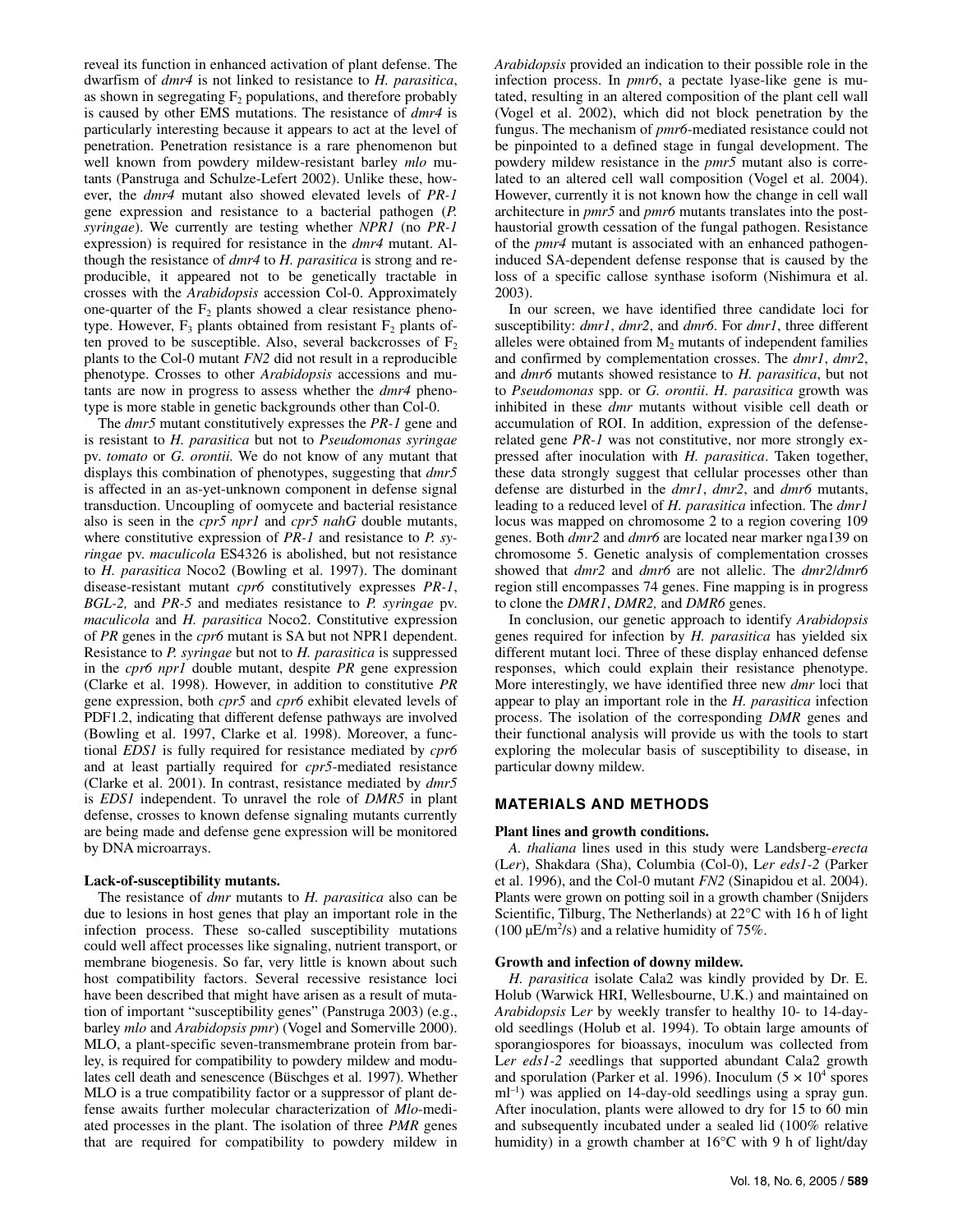reveal its function in enhanced activation of plant defense. The dwarfism of *dmr4* is not linked to resistance to *H. parasitica*, as shown in segregating $F_2$ populations, and therefore probably is caused by other EMS mutations. The resistance of *dmr4* is particularly interesting because it appears to act at the level of penetration. Penetration resistance is a rare phenomenon but well known from powdery mildew-resistant barley *mlo* mutants (Panstruga and Schulze-Lefert 2002). Unlike these, however, the *dmr4* mutant also showed elevated levels of *PR-1* gene expression and resistance to a bacterial pathogen (*P. syringae*). We currently are testing whether *NPR1* (no *PR-1* expression) is required for resistance in the *dmr4* mutant. Although the resistance of *dmr4* to *H. parasitica* is strong and reproducible, it appeared not to be genetically tractable in crosses with the *Arabidopsis* accession Col-0. Approximately one-quarter of the $F_2$ plants showed a clear resistance phenotype. However, $F_3$ plants obtained from resistant $F_2$ plants often proved to be susceptible. Also, several backcrosses of $F_2$ plants to the Col-0 mutant *FN2* did not result in a reproducible phenotype. Crosses to other *Arabidopsis* accessions and mutants are now in progress to assess whether the *dmr4* phenotype is more stable in genetic backgrounds other than Col-0.

The *dmr5* mutant constitutively expresses the *PR-1* gene and is resistant to *H. parasitica* but not to *Pseudomonas syringae* pv. *tomato* or *G. orontii.* We do not know of any mutant that displays this combination of phenotypes, suggesting that *dmr5* is affected in an as-yet-unknown component in defense signal transduction. Uncoupling of oomycete and bacterial resistance also is seen in the *cpr5 npr1* and *cpr5 nahG* double mutants, where constitutive expression of *PR-1* and resistance to *P. syringae* pv. *maculicola* ES4326 is abolished, but not resistance to *H. parasitica* Noco2 (Bowling et al. 1997). The dominant disease-resistant mutant *cpr6* constitutively expresses *PR-1*, *BGL-2,* and *PR-5* and mediates resistance to *P. syringae* pv. *maculicola* and *H. parasitica* Noco2. Constitutive expression of *PR* genes in the *cpr6* mutant is SA but not NPR1 dependent. Resistance to *P. syringae* but not to *H. parasitica* is suppressed in the *cpr6 npr1* double mutant, despite *PR* gene expression (Clarke et al. 1998). However, in addition to constitutive *PR* gene expression, both *cpr5* and *cpr6* exhibit elevated levels of PDF1.2, indicating that different defense pathways are involved (Bowling et al. 1997, Clarke et al. 1998). Moreover, a functional *EDS1* is fully required for resistance mediated by *cpr6* and at least partially required for *cpr5*-mediated resistance (Clarke et al. 2001). In contrast, resistance mediated by *dmr5* is *EDS1* independent. To unravel the role of *DMR5* in plant defense, crosses to known defense signaling mutants currently are being made and defense gene expression will be monitored by DNA microarrays.

### Lack-of-susceptibility mutants.

The resistance of *dmr* mutants to *H. parasitica* also can be due to lesions in host genes that play an important role in the infection process. These so-called susceptibility mutations could well affect processes like signaling, nutrient transport, or membrane biogenesis. So far, very little is known about such host compatibility factors. Several recessive resistance loci have been described that might have arisen as a result of mutation of important "susceptibility genes" (Panstruga 2003) (e.g., barley *mlo* and *Arabidopsis pmr*) (Vogel and Somerville 2000). MLO, a plant-specific seven-transmembrane protein from barley, is required for compatibility to powdery mildew and modulates cell death and senescence (Büschges et al. 1997). Whether MLO is a true compatibility factor or a suppressor of plant defense awaits further molecular characterization of *Mlo*-mediated processes in the plant. The isolation of three *PMR* genes that are required for compatibility to powdery mildew in *Arabidopsis* provided an indication to their possible role in the infection process. In *pmr6*, a pectate lyase-like gene is mutated, resulting in an altered composition of the plant cell wall (Vogel et al. 2002), which did not block penetration by the fungus. The mechanism of *pmr6*-mediated resistance could not be pinpointed to a defined stage in fungal development. The powdery mildew resistance in the *pmr5* mutant also is correlated to an altered cell wall composition (Vogel et al. 2004). However, currently it is not known how the change in cell wall architecture in *pmr5* and *pmr6* mutants translates into the post-haustorial growth cessation of the fungal pathogen. Resistance of the *pmr4* mutant is associated with an enhanced pathogen-induced SA-dependent defense response that is caused by the loss of a specific callose synthase isoform (Nishimura et al. 2003).

In our screen, we have identified three candidate loci for susceptibility: *dmr1*, *dmr2*, and *dmr6*. For *dmr1*, three different alleles were obtained from $M_2$ mutants of independent families and confirmed by complementation crosses. The *dmr1*, *dmr2*, and *dmr6* mutants showed resistance to *H. parasitica*, but not to *Pseudomonas* spp. or *G. orontii*. *H. parasitica* growth was inhibited in these *dmr* mutants without visible cell death or accumulation of ROI. In addition, expression of the defense-related gene *PR-1* was not constitutive, nor more strongly expressed after inoculation with *H. parasitica*. Taken together, these data strongly suggest that cellular processes other than defense are disturbed in the *dmr1*, *dmr2*, and *dmr6* mutants, leading to a reduced level of *H. parasitica* infection. The *dmr1* locus was mapped on chromosome 2 to a region covering 109 genes. Both *dmr2* and *dmr6* are located near marker nga139 on chromosome 5. Genetic analysis of complementation crosses showed that *dmr2* and *dmr6* are not allelic. The *dmr2*/*dmr6* region still encompasses 74 genes. Fine mapping is in progress to clone the *DMR1*, *DMR2,* and *DMR6* genes.

In conclusion, our genetic approach to identify *Arabidopsis* genes required for infection by *H. parasitica* has yielded six different mutant loci. Three of these display enhanced defense responses, which could explain their resistance phenotype. More interestingly, we have identified three new *dmr* loci that appear to play an important role in the *H. parasitica* infection process. The isolation of the corresponding *DMR* genes and their functional analysis will provide us with the tools to start exploring the molecular basis of susceptibility to disease, in particular downy mildew.

## MATERIALS AND METHODS

### Plant lines and growth conditions.

*A. thaliana* lines used in this study were Landsberg-*erecta* (L*er*), Shakdara (Sha), Columbia (Col-0), L*er eds1-2* (Parker et al. 1996), and the Col-0 mutant *FN2* (Sinapidou et al. 2004). Plants were grown on potting soil in a growth chamber (Snijders Scientific, Tilburg, The Netherlands) at 22°C with 16 h of light (100 $\mu E/m^2/s$) and a relative humidity of 75%.

### Growth and infection of downy mildew.

*H. parasitica* isolate Cala2 was kindly provided by Dr. E. Holub (Warwick HRI, Wellesbourne, U.K.) and maintained on *Arabidopsis* L*er* by weekly transfer to healthy 10- to 14-day-old seedlings (Holub et al. 1994). To obtain large amounts of sporangiospores for bioassays, inoculum was collected from L*er eds1-2* seedlings that supported abundant Cala2 growth and sporulation (Parker et al. 1996). Inoculum ($5 \times 10^4$ spores $ml^{-1}$) was applied on 14-day-old seedlings using a spray gun. After inoculation, plants were allowed to dry for 15 to 60 min and subsequently incubated under a sealed lid (100% relative humidity) in a growth chamber at 16°C with 9 h of light/day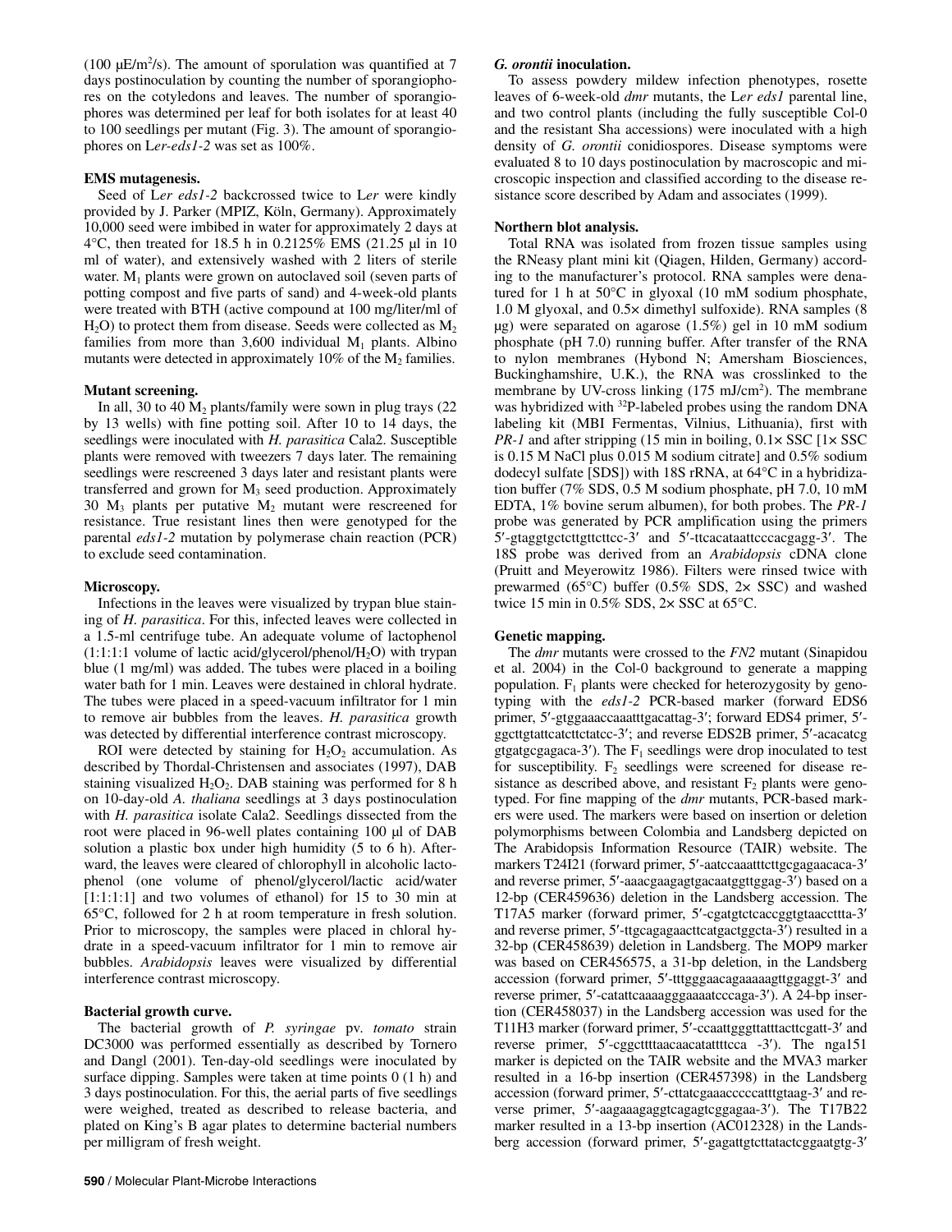(100 µE/m$^2$/s). The amount of sporulation was quantified at 7 days postinoculation by counting the number of sporangiophores on the cotyledons and leaves. The number of sporangiophores was determined per leaf for both isolates for at least 40 to 100 seedlings per mutant (Fig. 3). The amount of sporangiophores on L*er*-*eds1-2* was set as 100%.

### EMS mutagenesis.

Seed of L*er eds1-2* backcrossed twice to L*er* were kindly provided by J. Parker (MPIZ, Köln, Germany). Approximately 10,000 seed were imbibed in water for approximately 2 days at 4°C, then treated for 18.5 h in 0.2125% EMS (21.25 µl in 10 ml of water), and extensively washed with 2 liters of sterile water. $M_1$ plants were grown on autoclaved soil (seven parts of potting compost and five parts of sand) and 4-week-old plants were treated with BTH (active compound at 100 mg/liter/ml of $H_2O$) to protect them from disease. Seeds were collected as $M_2$ families from more than 3,600 individual $M_1$ plants. Albino mutants were detected in approximately 10% of the $M_2$ families.

### Mutant screening.

In all, 30 to 40 $M_2$ plants/family were sown in plug trays (22 by 13 wells) with fine potting soil. After 10 to 14 days, the seedlings were inoculated with *H. parasitica* Cala2. Susceptible plants were removed with tweezers 7 days later. The remaining seedlings were rescreened 3 days later and resistant plants were transferred and grown for $M_3$ seed production. Approximately 30 $M_3$ plants per putative $M_2$ mutant were rescreened for resistance. True resistant lines then were genotyped for the parental *eds1-2* mutation by polymerase chain reaction (PCR) to exclude seed contamination.

### Microscopy.

Infections in the leaves were visualized by trypan blue staining of *H. parasitica*. For this, infected leaves were collected in a 1.5-ml centrifuge tube. An adequate volume of lactophenol (1:1:1:1 volume of lactic acid/glycerol/phenol/$H_2O$) with trypan blue (1 mg/ml) was added. The tubes were placed in a boiling water bath for 1 min. Leaves were destained in chloral hydrate. The tubes were placed in a speed-vacuum infiltrator for 1 min to remove air bubbles from the leaves. *H. parasitica* growth was detected by differential interference contrast microscopy.

ROI were detected by staining for $H_2O_2$ accumulation. As described by Thordal-Christensen and associates (1997), DAB staining visualized $H_2O_2$. DAB staining was performed for 8 h on 10-day-old *A. thaliana* seedlings at 3 days postinoculation with *H. parasitica* isolate Cala2. Seedlings dissected from the root were placed in 96-well plates containing 100 µl of DAB solution a plastic box under high humidity (5 to 6 h). Afterward, the leaves were cleared of chlorophyll in alcoholic lactophenol (one volume of phenol/glycerol/lactic acid/water [1:1:1:1] and two volumes of ethanol) for 15 to 30 min at 65°C, followed for 2 h at room temperature in fresh solution. Prior to microscopy, the samples were placed in chloral hydrate in a speed-vacuum infiltrator for 1 min to remove air bubbles. *Arabidopsis* leaves were visualized by differential interference contrast microscopy.

### Bacterial growth curve.

The bacterial growth of *P. syringae* pv. *tomato* strain DC3000 was performed essentially as described by Tornero and Dangl (2001). Ten-day-old seedlings were inoculated by surface dipping. Samples were taken at time points 0 (1 h) and 3 days postinoculation. For this, the aerial parts of five seedlings were weighed, treated as described to release bacteria, and plated on King's B agar plates to determine bacterial numbers per milligram of fresh weight.

### *G. orontii* inoculation.

To assess powdery mildew infection phenotypes, rosette leaves of 6-week-old *dmr* mutants, the L*er eds1* parental line, and two control plants (including the fully susceptible Col-0 and the resistant Sha accessions) were inoculated with a high density of *G. orontii* conidiospores. Disease symptoms were evaluated 8 to 10 days postinoculation by macroscopic and microscopic inspection and classified according to the disease resistance score described by Adam and associates (1999).

### Northern blot analysis.

Total RNA was isolated from frozen tissue samples using the RNeasy plant mini kit (Qiagen, Hilden, Germany) according to the manufacturer's protocol. RNA samples were denatured for 1 h at 50°C in glyoxal (10 mM sodium phosphate, 1.0 M glyoxal, and 0.5× dimethyl sulfoxide). RNA samples (8 µg) were separated on agarose (1.5%) gel in 10 mM sodium phosphate (pH 7.0) running buffer. After transfer of the RNA to nylon membranes (Hybond N; Amersham Biosciences, Buckinghamshire, U.K.), the RNA was crosslinked to the membrane by UV-cross linking (175 mJ/cm$^2$). The membrane was hybridized with $^{32}$P-labeled probes using the random DNA labeling kit (MBI Fermentas, Vilnius, Lithuania), first with *PR-1* and after stripping (15 min in boiling, 0.1× SSC [1× SSC is 0.15 M NaCl plus 0.015 M sodium citrate] and 0.5% sodium dodecyl sulfate [SDS]) with 18S rRNA, at 64°C in a hybridization buffer (7% SDS, 0.5 M sodium phosphate, pH 7.0, 10 mM EDTA, 1% bovine serum albumen), for both probes. The *PR-1* probe was generated by PCR amplification using the primers 5′-gtaggtgctcttgttcttcc-3′ and 5′-ttcacataattcccacgagg-3′. The 18S probe was derived from an *Arabidopsis* cDNA clone (Pruitt and Meyerowitz 1986). Filters were rinsed twice with prewarmed (65°C) buffer (0.5% SDS, 2× SSC) and washed twice 15 min in 0.5% SDS, 2× SSC at 65°C.

### Genetic mapping.

The *dmr* mutants were crossed to the *FN2* mutant (Sinapidou et al. 2004) in the Col-0 background to generate a mapping population. $F_1$ plants were checked for heterozygosity by genotyping with the *eds1-2* PCR-based marker (forward EDS6 primer, 5′-gtggaaaccaaatttgacattag-3′; forward EDS4 primer, 5′-ggcttgtattcatcttctatcc-3′; and reverse EDS2B primer, 5′-acacatcg gtgatgcgagaca-3′). The $F_1$ seedlings were drop inoculated to test for susceptibility. $F_2$ seedlings were screened for disease resistance as described above, and resistant $F_2$ plants were genotyped. For fine mapping of the *dmr* mutants, PCR-based markers were used. The markers were based on insertion or deletion polymorphisms between Colombia and Landsberg depicted on The Arabidopsis Information Resource (TAIR) website. The markers T24I21 (forward primer, 5′-aatccaaatttcttgcgagaacaca-3′ and reverse primer, 5′-aaacgaagagtgacaatggttggag-3′) based on a 12-bp (CER459636) deletion in the Landsberg accession. The T17A5 marker (forward primer, 5′-cgatgtctcaccggtgtaaccttta-3′ and reverse primer, 5′-ttgcagagaacttcatgactggcta-3′) resulted in a 32-bp (CER458639) deletion in Landsberg. The MOP9 marker was based on CER456575, a 31-bp deletion, in the Landsberg accession (forward primer, 5′-tttgggaacagaaaaagttggaggt-3′ and reverse primer, 5′-catattcaaaaggaaaatcccaga-3′). A 24-bp insertion (CER458037) in the Landsberg accession was used for the T11H3 marker (forward primer, 5′-ccaattgggttatttacttcgatt-3′ and reverse primer, 5′-cggcttttaacaacatattttcca -3′). The nga151 marker is depicted on the TAIR website and the MVA3 marker resulted in a 16-bp insertion (CER457398) in the Landsberg accession (forward primer, 5′-cttatcgaaacccccatttgtaag-3′ and reverse primer, 5′-aagaaagaggtcagagtcggagaa-3′). The T17B22 marker resulted in a 13-bp insertion (AC012328) in the Landsberg accession (forward primer, 5′-gagattgtcttatactcggaatgtg-3′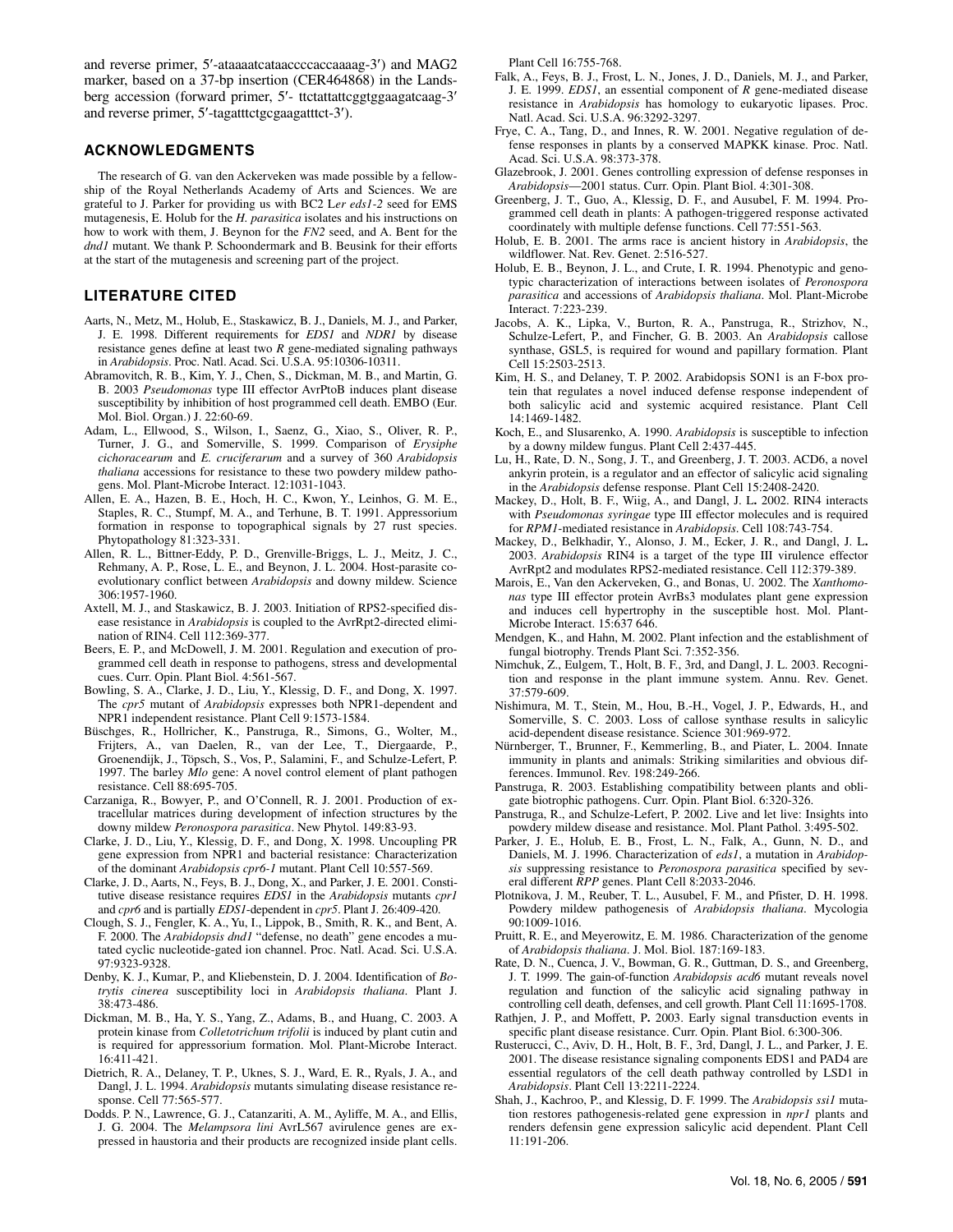and reverse primer, 5′-ataaaatcataaccccaccaaaag-3′) and MAG2 marker, based on a 37-bp insertion (CER464868) in the Landsberg accession (forward primer, 5′- ttctattattcggtggaagatcaag-3′ and reverse primer, 5′-tagatttctgcgaagatttct-3′).

## ACKNOWLEDGMENTS

The research of G. van den Ackerveken was made possible by a fellowship of the Royal Netherlands Academy of Arts and Sciences. We are grateful to J. Parker for providing us with BC2 L*er eds1-2* seed for EMS mutagenesis, E. Holub for the *H. parasitica* isolates and his instructions on how to work with them, J. Beynon for the *FN2* seed, and A. Bent for the *dnd1* mutant. We thank P. Schoondermark and B. Beusink for their efforts at the start of the mutagenesis and screening part of the project.

## LITERATURE CITED

Aarts, N., Metz, M., Holub, E., Staskawicz, B. J., Daniels, M. J., and Parker, J. E. 1998. Different requirements for *EDS1* and *NDR1* by disease resistance genes define at least two *R* gene-mediated signaling pathways in *Arabidopsis*. Proc. Natl. Acad. Sci. U.S.A. 95:10306-10311.

Abramovitch, R. B., Kim, Y. J., Chen, S., Dickman, M. B., and Martin, G. B. 2003 *Pseudomonas* type III effector AvrPtoB induces plant disease susceptibility by inhibition of host programmed cell death. EMBO (Eur. Mol. Biol. Organ.) J. 22:60-69.

Adam, L., Ellwood, S., Wilson, I., Saenz, G., Xiao, S., Oliver, R. P., Turner, J. G., and Somerville, S. 1999. Comparison of *Erysiphe cichoracearum* and *E. cruciferarum* and a survey of 360 *Arabidopsis thaliana* accessions for resistance to these two powdery mildew pathogens. Mol. Plant-Microbe Interact. 12:1031-1043.

Allen, E. A., Hazen, B. E., Hoch, H. C., Kwon, Y., Leinhos, G. M. E., Staples, R. C., Stumpf, M. A., and Terhune, B. T. 1991. Appressorium formation in response to topographical signals by 27 rust species. Phytopathology 81:323-331.

Allen, R. L., Bittner-Eddy, P. D., Grenville-Briggs, L. J., Meitz, J. C., Rehmany, A. P., Rose, L. E., and Beynon, J. L. 2004. Host-parasite co-evolutionary conflict between *Arabidopsis* and downy mildew. Science 306:1957-1960.

Axtell, M. J., and Staskawicz, B. J. 2003. Initiation of RPS2-specified disease resistance in *Arabidopsis* is coupled to the AvrRpt2-directed elimination of RIN4. Cell 112:369-377.

Beers, E. P., and McDowell, J. M. 2001. Regulation and execution of programmed cell death in response to pathogens, stress and developmental cues. Curr. Opin. Plant Biol. 4:561-567.

Bowling, S. A., Clarke, J. D., Liu, Y., Klessig, D. F., and Dong, X. 1997. The *cpr5* mutant of *Arabidopsis* expresses both NPR1-dependent and NPR1 independent resistance. Plant Cell 9:1573-1584.

Büschges, R., Hollricher, K., Panstruga, R., Simons, G., Wolter, M., Frijters, A., van Daelen, R., van der Lee, T., Diergaarde, P., Groenendijk, J., Töpsch, S., Vos, P., Salamini, F., and Schulze-Lefert, P. 1997. The barley *Mlo* gene: A novel control element of plant pathogen resistance. Cell 88:695-705.

Carzaniga, R., Bowyer, P., and O'Connell, R. J. 2001. Production of extracellular matrices during development of infection structures by the downy mildew *Peronospora parasitica*. New Phytol. 149:83-93.

Clarke, J. D., Liu, Y., Klessig, D. F., and Dong, X. 1998. Uncoupling PR gene expression from NPR1 and bacterial resistance: Characterization of the dominant *Arabidopsis cpr6-1* mutant. Plant Cell 10:557-569.

Clarke, J. D., Aarts, N., Feys, B. J., Dong, X., and Parker, J. E. 2001. Constitutive disease resistance requires *EDS1* in the *Arabidopsis* mutants *cpr1* and *cpr6* and is partially *EDS1*-dependent in *cpr5*. Plant J. 26:409-420.

Clough, S. J., Fengler, K. A., Yu, I., Lippok, B., Smith, R. K., and Bent, A. F. 2000. The *Arabidopsis dnd1* "defense, no death" gene encodes a mutated cyclic nucleotide-gated ion channel. Proc. Natl. Acad. Sci. U.S.A. 97:9323-9328.

Denby, K. J., Kumar, P., and Kliebenstein, D. J. 2004. Identification of *Botrytis cinerea* susceptibility loci in *Arabidopsis thaliana*. Plant J. 38:473-486.

Dickman, M. B., Ha, Y. S., Yang, Z., Adams, B., and Huang, C. 2003. A protein kinase from *Colletotrichum trifolii* is induced by plant cutin and is required for appressorium formation. Mol. Plant-Microbe Interact. 16:411-421.

Dietrich, R. A., Delaney, T. P., Uknes, S. J., Ward, E. R., Ryals, J. A., and Dangl, J. L. 1994. *Arabidopsis* mutants simulating disease resistance response. Cell 77:565-577.

Dodds. P. N., Lawrence, G. J., Catanzariti, A. M., Ayliffe, M. A., and Ellis, J. G. 2004. The *Melampsora lini* AvrL567 avirulence genes are expressed in haustoria and their products are recognized inside plant cells. Plant Cell 16:755-768.

Falk, A., Feys, B. J., Frost, L. N., Jones, J. D., Daniels, M. J., and Parker, J. E. 1999. *EDS1*, an essential component of *R* gene-mediated disease resistance in *Arabidopsis* has homology to eukaryotic lipases. Proc. Natl. Acad. Sci. U.S.A. 96:3292-3297.

Frye, C. A., Tang, D., and Innes, R. W. 2001. Negative regulation of defense responses in plants by a conserved MAPKK kinase. Proc. Natl. Acad. Sci. U.S.A. 98:373-378.

Glazebrook, J. 2001. Genes controlling expression of defense responses in *Arabidopsis*—2001 status. Curr. Opin. Plant Biol. 4:301-308.

Greenberg, J. T., Guo, A., Klessig, D. F., and Ausubel, F. M. 1994. Programmed cell death in plants: A pathogen-triggered response activated coordinately with multiple defense functions. Cell 77:551-563.

Holub, E. B. 2001. The arms race is ancient history in *Arabidopsis*, the wildflower. Nat. Rev. Genet. 2:516-527.

Holub, E. B., Beynon, J. L., and Crute, I. R. 1994. Phenotypic and genotypic characterization of interactions between isolates of *Peronospora parasitica* and accessions of *Arabidopsis thaliana*. Mol. Plant-Microbe Interact. 7:223-239.

Jacobs, A. K., Lipka, V., Burton, R. A., Panstruga, R., Strizhov, N., Schulze-Lefert, P., and Fincher, G. B. 2003. An *Arabidopsis* callose synthase, GSL5, is required for wound and papillary formation. Plant Cell 15:2503-2513.

Kim, H. S., and Delaney, T. P. 2002. Arabidopsis SON1 is an F-box protein that regulates a novel induced defense response independent of both salicylic acid and systemic acquired resistance. Plant Cell 14:1469-1482.

Koch, E., and Slusarenko, A. 1990. *Arabidopsis* is susceptible to infection by a downy mildew fungus. Plant Cell 2:437-445.

Lu, H., Rate, D. N., Song, J. T., and Greenberg, J. T. 2003. ACD6, a novel ankyrin protein, is a regulator and an effector of salicylic acid signaling in the *Arabidopsis* defense response. Plant Cell 15:2408-2420.

Mackey, D., Holt, B. F., Wiig, A., and Dangl, J. L. 2002. RIN4 interacts with *Pseudomonas syringae* type III effector molecules and is required for *RPM1*-mediated resistance in *Arabidopsis*. Cell 108:743-754.

Mackey, D., Belkhadir, Y., Alonso, J. M., Ecker, J. R., and Dangl, J. L. 2003. *Arabidopsis* RIN4 is a target of the type III virulence effector AvrRpt2 and modulates RPS2-mediated resistance. Cell 112:379-389.

Marois, E., Van den Ackerveken, G., and Bonas, U. 2002. The *Xanthomonas* type III effector protein AvrBs3 modulates plant gene expression and induces cell hypertrophy in the susceptible host. Mol. Plant-Microbe Interact. 15:637 646.

Mendgen, K., and Hahn, M. 2002. Plant infection and the establishment of fungal biotrophy. Trends Plant Sci. 7:352-356.

Nimchuk, Z., Eulgem, T., Holt, B. F., 3rd, and Dangl, J. L. 2003. Recognition and response in the plant immune system. Annu. Rev. Genet. 37:579-609.

Nishimura, M. T., Stein, M., Hou, B.-H., Vogel, J. P., Edwards, H., and Somerville, S. C. 2003. Loss of callose synthase results in salicylic acid-dependent disease resistance. Science 301:969-972.

Nürnberger, T., Brunner, F., Kemmerling, B., and Piater, L. 2004. Innate immunity in plants and animals: Striking similarities and obvious differences. Immunol. Rev. 198:249-266.

Panstruga, R. 2003. Establishing compatibility between plants and obligate biotrophic pathogens. Curr. Opin. Plant Biol. 6:320-326.

Panstruga, R., and Schulze-Lefert, P. 2002. Live and let live: Insights into powdery mildew disease and resistance. Mol. Plant Pathol. 3:495-502.

Parker, J. E., Holub, E. B., Frost, L. N., Falk, A., Gunn, N. D., and Daniels, M. J. 1996. Characterization of *eds1*, a mutation in *Arabidopsis* suppressing resistance to *Peronospora parasitica* specified by several different *RPP* genes. Plant Cell 8:2033-2046.

Plotnikova, J. M., Reuber, T. L., Ausubel, F. M., and Pfister, D. H. 1998. Powdery mildew pathogenesis of *Arabidopsis thaliana*. Mycologia 90:1009-1016.

Pruitt, R. E., and Meyerowitz, E. M. 1986. Characterization of the genome of *Arabidopsis thaliana*. J. Mol. Biol. 187:169-183.

Rate, D. N., Cuenca, J. V., Bowman, G. R., Guttman, D. S., and Greenberg, J. T. 1999. The gain-of-function *Arabidopsis acd6* mutant reveals novel regulation and function of the salicylic acid signaling pathway in controlling cell death, defenses, and cell growth. Plant Cell 11:1695-1708.

Rathjen, J. P., and Moffett, P. 2003. Early signal transduction events in specific plant disease resistance. Curr. Opin. Plant Biol. 6:300-306.

Rusterucci, C., Aviv, D. H., Holt, B. F., 3rd, Dangl, J. L., and Parker, J. E. 2001. The disease resistance signaling components EDS1 and PAD4 are essential regulators of the cell death pathway controlled by LSD1 in *Arabidopsis*. Plant Cell 13:2211-2224.

Shah, J., Kachroo, P., and Klessig, D. F. 1999. The *Arabidopsis ssi1* mutation restores pathogenesis-related gene expression in *npr1* plants and renders defensin gene expression salicylic acid dependent. Plant Cell 11:191-206.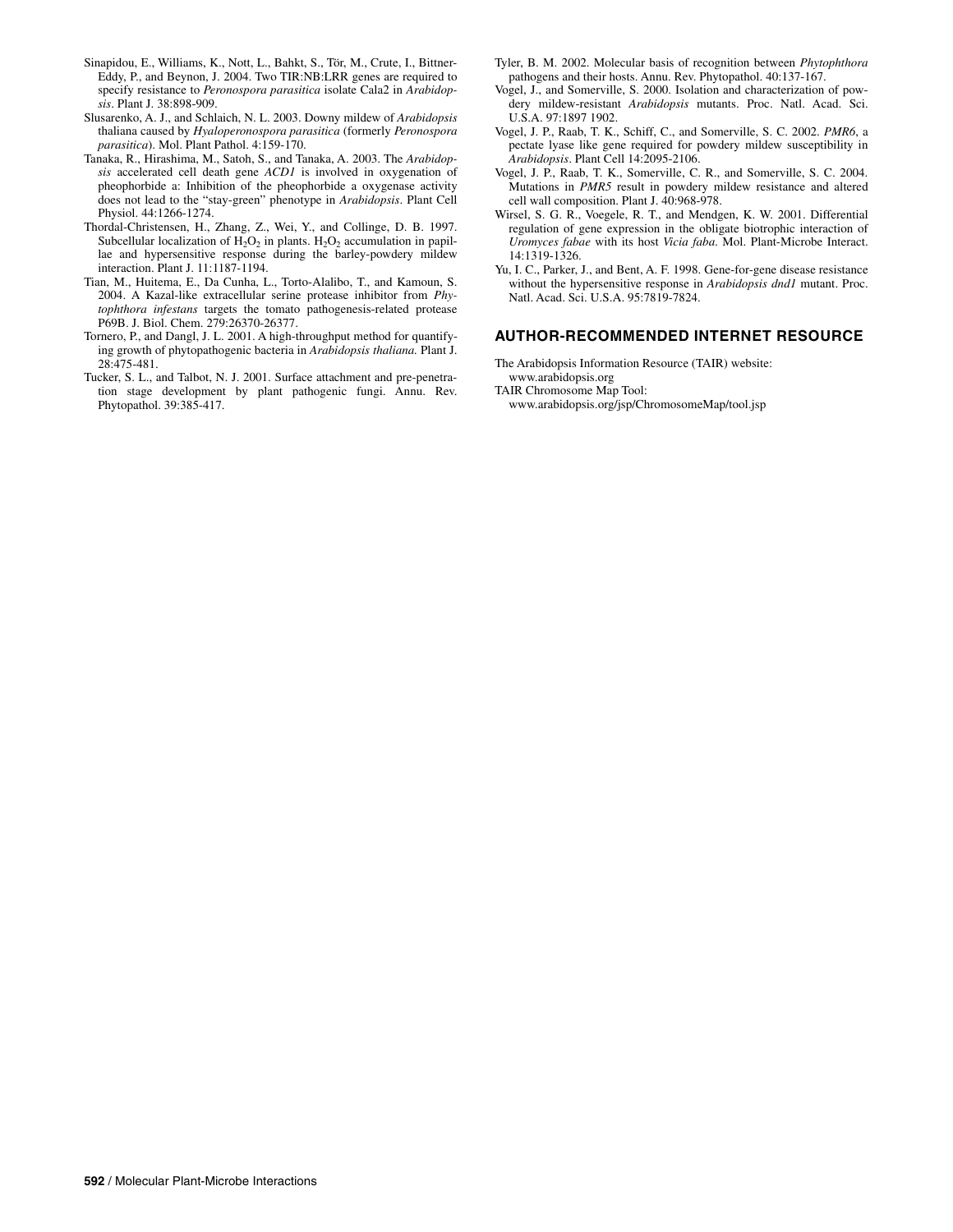Sinapidou, E., Williams, K., Nott, L., Bahkt, S., Tör, M., Crute, I., Bittner-Eddy, P., and Beynon, J. 2004. Two TIR:NB:LRR genes are required to specify resistance to *Peronospora parasitica* isolate Cala2 in *Arabidopsis*. Plant J. 38:898-909.

Slusarenko, A. J., and Schlaich, N. L. 2003. Downy mildew of *Arabidopsis* thaliana caused by *Hyaloperonospora parasitica* (formerly *Peronospora parasitica*). Mol. Plant Pathol. 4:159-170.

Tanaka, R., Hirashima, M., Satoh, S., and Tanaka, A. 2003. The *Arabidopsis* accelerated cell death gene *ACD1* is involved in oxygenation of pheophorbide a: Inhibition of the pheophorbide a oxygenase activity does not lead to the "stay-green" phenotype in *Arabidopsis*. Plant Cell Physiol. 44:1266-1274.

Thordal-Christensen, H., Zhang, Z., Wei, Y., and Collinge, D. B. 1997. Subcellular localization of $H_2O_2$ in plants. $H_2O_2$ accumulation in papillae and hypersensitive response during the barley-powdery mildew interaction. Plant J. 11:1187-1194.

Tian, M., Huitema, E., Da Cunha, L., Torto-Alalibo, T., and Kamoun, S. 2004. A Kazal-like extracellular serine protease inhibitor from *Phytophthora infestans* targets the tomato pathogenesis-related protease P69B. J. Biol. Chem. 279:26370-26377.

Tornero, P., and Dangl, J. L. 2001. A high-throughput method for quantifying growth of phytopathogenic bacteria in *Arabidopsis thaliana*. Plant J. 28:475-481.

Tucker, S. L., and Talbot, N. J. 2001. Surface attachment and pre-penetration stage development by plant pathogenic fungi. Annu. Rev. Phytopathol. 39:385-417.

Tyler, B. M. 2002. Molecular basis of recognition between *Phytophthora* pathogens and their hosts. Annu. Rev. Phytopathol. 40:137-167.

Vogel, J., and Somerville, S. 2000. Isolation and characterization of powdery mildew-resistant *Arabidopsis* mutants. Proc. Natl. Acad. Sci. U.S.A. 97:1897 1902.

Vogel, J. P., Raab, T. K., Schiff, C., and Somerville, S. C. 2002. *PMR6*, a pectate lyase like gene required for powdery mildew susceptibility in *Arabidopsis*. Plant Cell 14:2095-2106.

Vogel, J. P., Raab, T. K., Somerville, C. R., and Somerville, S. C. 2004. Mutations in *PMR5* result in powdery mildew resistance and altered cell wall composition. Plant J. 40:968-978.

Wirsel, S. G. R., Voegele, R. T., and Mendgen, K. W. 2001. Differential regulation of gene expression in the obligate biotrophic interaction of *Uromyces fabae* with its host *Vicia faba*. Mol. Plant-Microbe Interact. 14:1319-1326.

Yu, I. C., Parker, J., and Bent, A. F. 1998. Gene-for-gene disease resistance without the hypersensitive response in *Arabidopsis dnd1* mutant. Proc. Natl. Acad. Sci. U.S.A. 95:7819-7824.

## AUTHOR-RECOMMENDED INTERNET RESOURCE

The Arabidopsis Information Resource (TAIR) website:
www.arabidopsis.org

TAIR Chromosome Map Tool:
www.arabidopsis.org/jsp/ChromosomeMap/tool.jsp